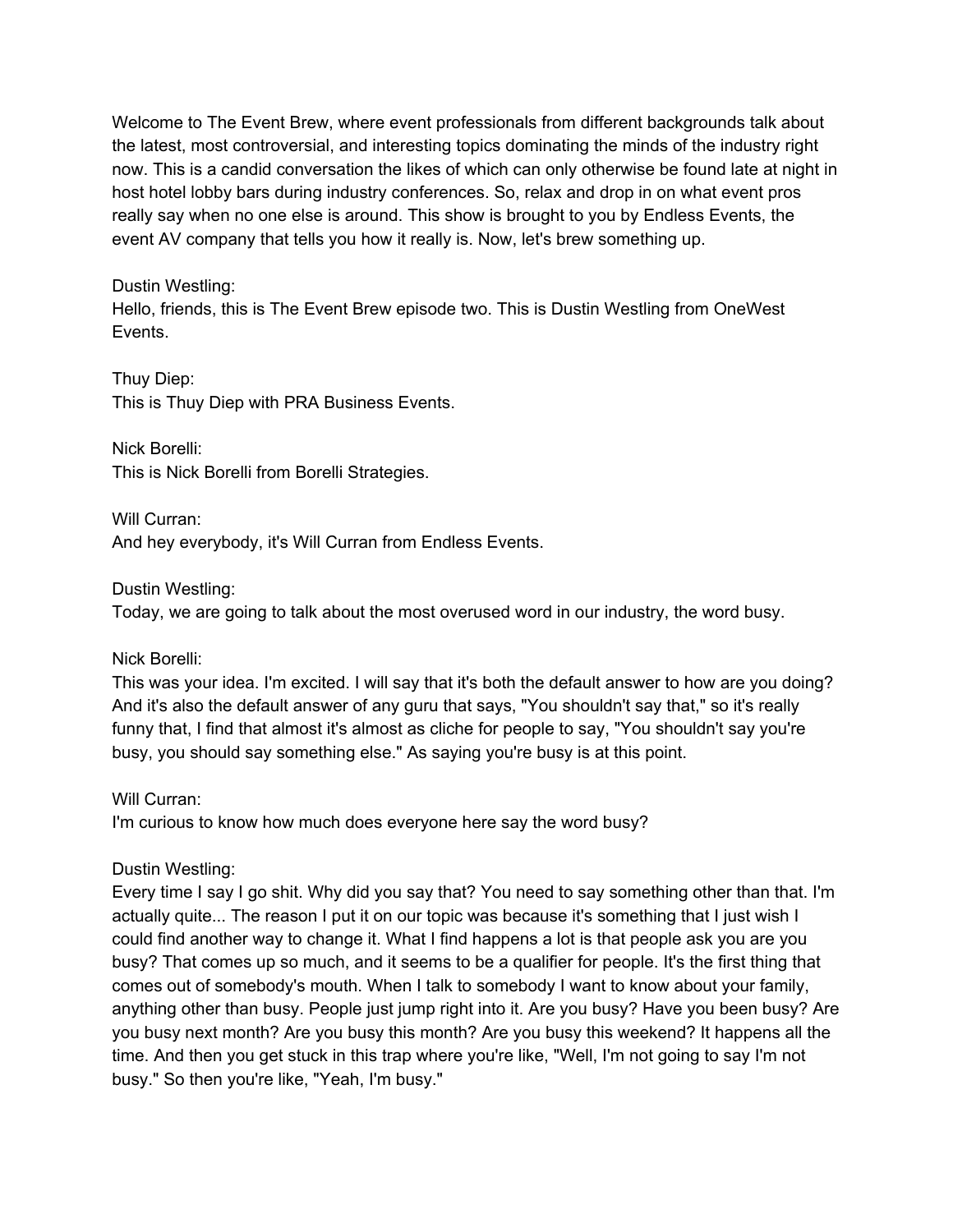Welcome to The Event Brew, where event professionals from different backgrounds talk about the latest, most controversial, and interesting topics dominating the minds of the industry right now. This is a candid conversation the likes of which can only otherwise be found late at night in host hotel lobby bars during industry conferences. So, relax and drop in on what event pros really say when no one else is around. This show is brought to you by Endless Events, the event AV company that tells you how it really is. Now, let's brew something up.

Dustin Westling:
Hello, friends, this is The Event Brew episode two. This is Dustin Westling from OneWest Events.

Thuy Diep:
This is Thuy Diep with PRA Business Events.

Nick Borelli:
This is Nick Borelli from Borelli Strategies.

Will Curran:
And hey everybody, it's Will Curran from Endless Events.

Dustin Westling:
Today, we are going to talk about the most overused word in our industry, the word busy.

Nick Borelli:
This was your idea. I'm excited. I will say that it's both the default answer to how are you doing? And it's also the default answer of any guru that says, "You shouldn't say that," so it's really funny that, I find that almost it's almost as cliche for people to say, "You shouldn't say you're busy, you should say something else." As saying you're busy is at this point.

Will Curran:
I'm curious to know how much does everyone here say the word busy?

Dustin Westling:
Every time I say I go shit. Why did you say that? You need to say something other than that. I'm actually quite... The reason I put it on our topic was because it's something that I just wish I could find another way to change it. What I find happens a lot is that people ask you are you busy? That comes up so much, and it seems to be a qualifier for people. It's the first thing that comes out of somebody's mouth. When I talk to somebody I want to know about your family, anything other than busy. People just jump right into it. Are you busy? Have you been busy? Are you busy next month? Are you busy this month? Are you busy this weekend? It happens all the time. And then you get stuck in this trap where you're like, "Well, I'm not going to say I'm not busy." So then you're like, "Yeah, I'm busy."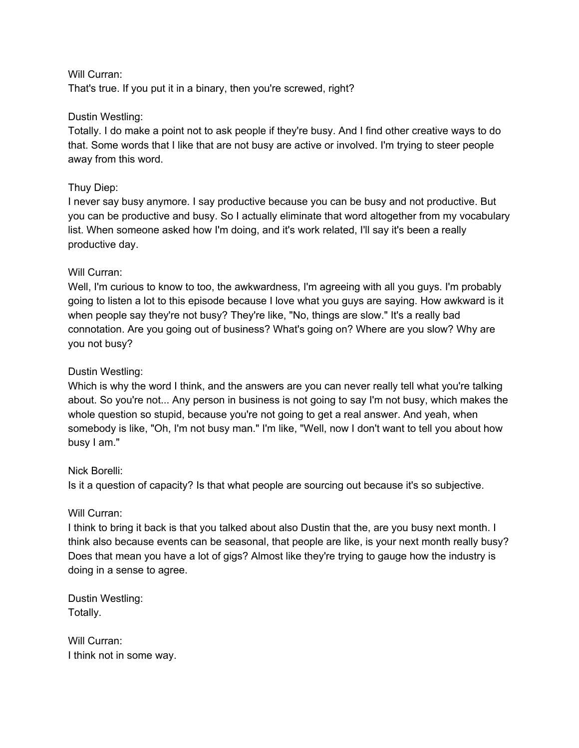Will Curran:
That's true. If you put it in a binary, then you're screwed, right?

Dustin Westling:
Totally. I do make a point not to ask people if they're busy. And I find other creative ways to do that. Some words that I like that are not busy are active or involved. I'm trying to steer people away from this word.

Thuy Diep:
I never say busy anymore. I say productive because you can be busy and not productive. But you can be productive and busy. So I actually eliminate that word altogether from my vocabulary list. When someone asked how I'm doing, and it's work related, I'll say it's been a really productive day.

Will Curran:
Well, I'm curious to know to too, the awkwardness, I'm agreeing with all you guys. I'm probably going to listen a lot to this episode because I love what you guys are saying. How awkward is it when people say they're not busy? They're like, "No, things are slow." It's a really bad connotation. Are you going out of business? What's going on? Where are you slow? Why are you not busy?

Dustin Westling:
Which is why the word I think, and the answers are you can never really tell what you're talking about. So you're not... Any person in business is not going to say I'm not busy, which makes the whole question so stupid, because you're not going to get a real answer. And yeah, when somebody is like, "Oh, I'm not busy man." I'm like, "Well, now I don't want to tell you about how busy I am."

Nick Borelli:
Is it a question of capacity? Is that what people are sourcing out because it's so subjective.

Will Curran:
I think to bring it back is that you talked about also Dustin that the, are you busy next month. I think also because events can be seasonal, that people are like, is your next month really busy? Does that mean you have a lot of gigs? Almost like they're trying to gauge how the industry is doing in a sense to agree.

Dustin Westling:
Totally.

Will Curran:
I think not in some way.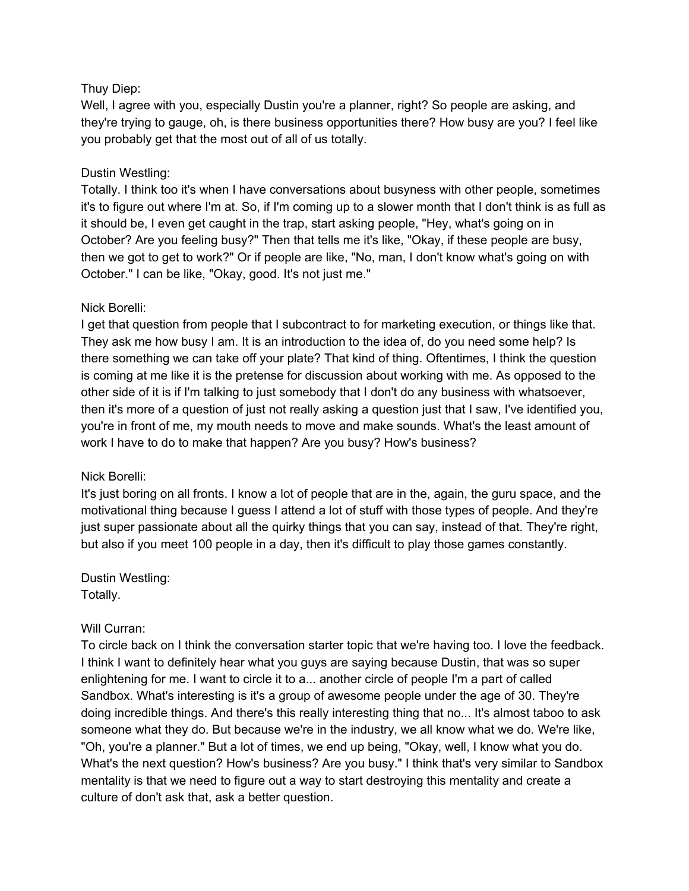Thuy Diep:
Well, I agree with you, especially Dustin you're a planner, right? So people are asking, and they're trying to gauge, oh, is there business opportunities there? How busy are you? I feel like you probably get that the most out of all of us totally.

Dustin Westling:
Totally. I think too it's when I have conversations about busyness with other people, sometimes it's to figure out where I'm at. So, if I'm coming up to a slower month that I don't think is as full as it should be, I even get caught in the trap, start asking people, "Hey, what's going on in October? Are you feeling busy?" Then that tells me it's like, "Okay, if these people are busy, then we got to get to work?" Or if people are like, "No, man, I don't know what's going on with October." I can be like, "Okay, good. It's not just me."

Nick Borelli:
I get that question from people that I subcontract to for marketing execution, or things like that. They ask me how busy I am. It is an introduction to the idea of, do you need some help? Is there something we can take off your plate? That kind of thing. Oftentimes, I think the question is coming at me like it is the pretense for discussion about working with me. As opposed to the other side of it is if I'm talking to just somebody that I don't do any business with whatsoever, then it's more of a question of just not really asking a question just that I saw, I've identified you, you're in front of me, my mouth needs to move and make sounds. What's the least amount of work I have to do to make that happen? Are you busy? How's business?

Nick Borelli:
It's just boring on all fronts. I know a lot of people that are in the, again, the guru space, and the motivational thing because I guess I attend a lot of stuff with those types of people. And they're just super passionate about all the quirky things that you can say, instead of that. They're right, but also if you meet 100 people in a day, then it's difficult to play those games constantly.

Dustin Westling:
Totally.

Will Curran:
To circle back on I think the conversation starter topic that we're having too. I love the feedback. I think I want to definitely hear what you guys are saying because Dustin, that was so super enlightening for me. I want to circle it to a... another circle of people I'm a part of called Sandbox. What's interesting is it's a group of awesome people under the age of 30. They're doing incredible things. And there's this really interesting thing that no... It's almost taboo to ask someone what they do. But because we're in the industry, we all know what we do. We're like, "Oh, you're a planner." But a lot of times, we end up being, "Okay, well, I know what you do. What's the next question? How's business? Are you busy." I think that's very similar to Sandbox mentality is that we need to figure out a way to start destroying this mentality and create a culture of don't ask that, ask a better question.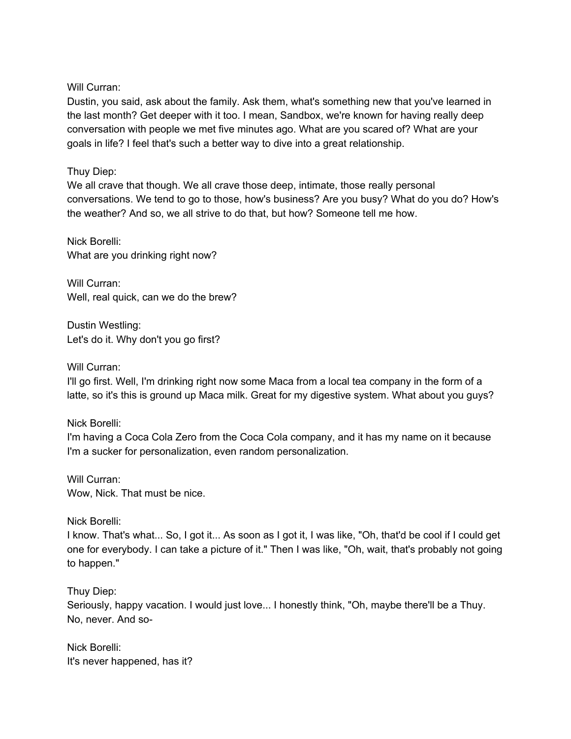Will Curran:
Dustin, you said, ask about the family. Ask them, what's something new that you've learned in the last month? Get deeper with it too. I mean, Sandbox, we're known for having really deep conversation with people we met five minutes ago. What are you scared of? What are your goals in life? I feel that's such a better way to dive into a great relationship.

Thuy Diep:
We all crave that though. We all crave those deep, intimate, those really personal conversations. We tend to go to those, how's business? Are you busy? What do you do? How's the weather? And so, we all strive to do that, but how? Someone tell me how.

Nick Borelli:
What are you drinking right now?

Will Curran:
Well, real quick, can we do the brew?

Dustin Westling:
Let's do it. Why don't you go first?

Will Curran:
I'll go first. Well, I'm drinking right now some Maca from a local tea company in the form of a latte, so it's this is ground up Maca milk. Great for my digestive system. What about you guys?

Nick Borelli:
I'm having a Coca Cola Zero from the Coca Cola company, and it has my name on it because I'm a sucker for personalization, even random personalization.

Will Curran:
Wow, Nick. That must be nice.

Nick Borelli:
I know. That's what... So, I got it... As soon as I got it, I was like, "Oh, that'd be cool if I could get one for everybody. I can take a picture of it." Then I was like, "Oh, wait, that's probably not going to happen."

Thuy Diep:
Seriously, happy vacation. I would just love... I honestly think, "Oh, maybe there'll be a Thuy. No, never. And so-

Nick Borelli:
It's never happened, has it?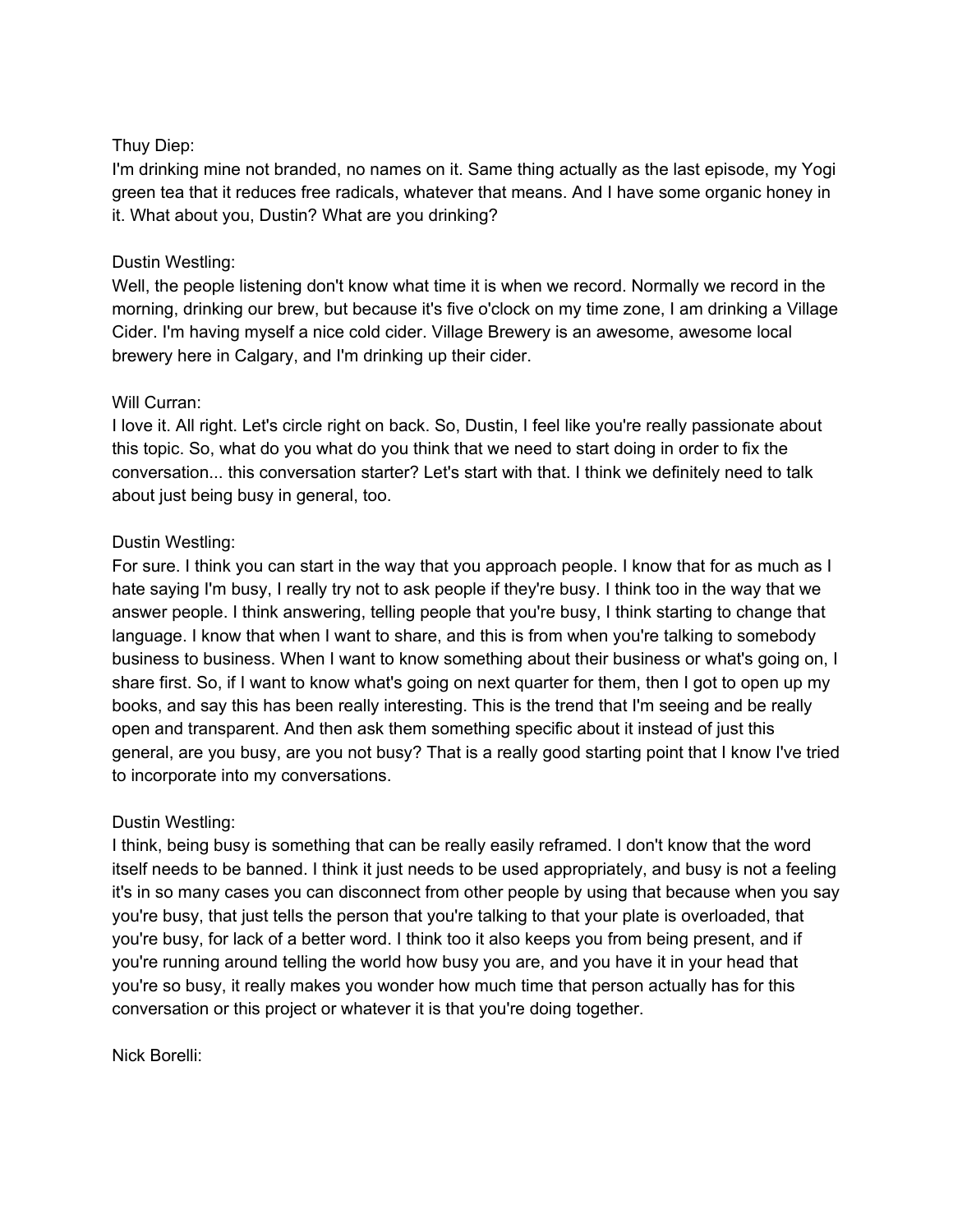Thuy Diep:
I'm drinking mine not branded, no names on it. Same thing actually as the last episode, my Yogi green tea that it reduces free radicals, whatever that means. And I have some organic honey in it. What about you, Dustin? What are you drinking?

Dustin Westling:
Well, the people listening don't know what time it is when we record. Normally we record in the morning, drinking our brew, but because it's five o'clock on my time zone, I am drinking a Village Cider. I'm having myself a nice cold cider. Village Brewery is an awesome, awesome local brewery here in Calgary, and I'm drinking up their cider.

Will Curran:
I love it. All right. Let's circle right on back. So, Dustin, I feel like you're really passionate about this topic. So, what do you what do you think that we need to start doing in order to fix the conversation... this conversation starter? Let's start with that. I think we definitely need to talk about just being busy in general, too.

Dustin Westling:
For sure. I think you can start in the way that you approach people. I know that for as much as I hate saying I'm busy, I really try not to ask people if they're busy. I think too in the way that we answer people. I think answering, telling people that you're busy, I think starting to change that language. I know that when I want to share, and this is from when you're talking to somebody business to business. When I want to know something about their business or what's going on, I share first. So, if I want to know what's going on next quarter for them, then I got to open up my books, and say this has been really interesting. This is the trend that I'm seeing and be really open and transparent. And then ask them something specific about it instead of just this general, are you busy, are you not busy? That is a really good starting point that I know I've tried to incorporate into my conversations.

Dustin Westling:
I think, being busy is something that can be really easily reframed. I don't know that the word itself needs to be banned. I think it just needs to be used appropriately, and busy is not a feeling it's in so many cases you can disconnect from other people by using that because when you say you're busy, that just tells the person that you're talking to that your plate is overloaded, that you're busy, for lack of a better word. I think too it also keeps you from being present, and if you're running around telling the world how busy you are, and you have it in your head that you're so busy, it really makes you wonder how much time that person actually has for this conversation or this project or whatever it is that you're doing together.

Nick Borelli: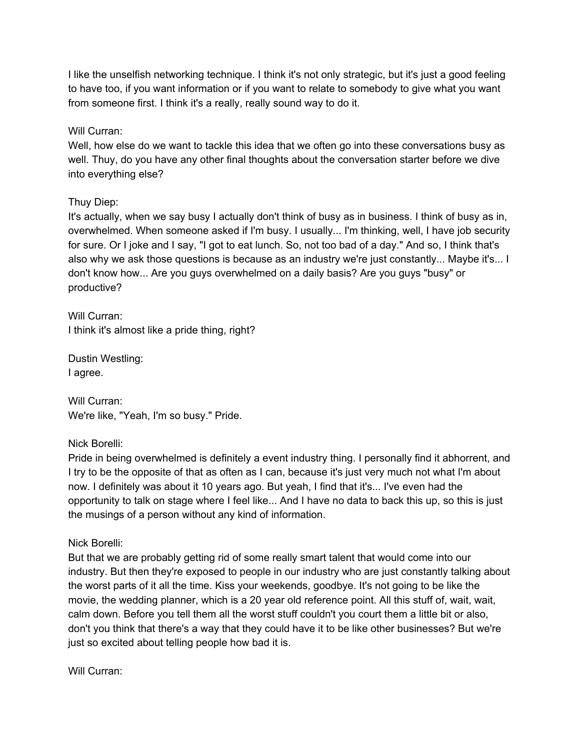I like the unselfish networking technique. I think it's not only strategic, but it's just a good feeling to have too, if you want information or if you want to relate to somebody to give what you want from someone first. I think it's a really, really sound way to do it.

Will Curran:
Well, how else do we want to tackle this idea that we often go into these conversations busy as well. Thuy, do you have any other final thoughts about the conversation starter before we dive into everything else?

Thuy Diep:
It's actually, when we say busy I actually don't think of busy as in business. I think of busy as in, overwhelmed. When someone asked if I'm busy. I usually... I'm thinking, well, I have job security for sure. Or I joke and I say, "I got to eat lunch. So, not too bad of a day." And so, I think that's also why we ask those questions is because as an industry we're just constantly... Maybe it's... I don't know how... Are you guys overwhelmed on a daily basis? Are you guys "busy" or productive?

Will Curran:
I think it's almost like a pride thing, right?

Dustin Westling:
I agree.

Will Curran:
We're like, "Yeah, I'm so busy." Pride.

Nick Borelli:
Pride in being overwhelmed is definitely a event industry thing. I personally find it abhorrent, and I try to be the opposite of that as often as I can, because it's just very much not what I'm about now. I definitely was about it 10 years ago. But yeah, I find that it's... I've even had the opportunity to talk on stage where I feel like... And I have no data to back this up, so this is just the musings of a person without any kind of information.

Nick Borelli:
But that we are probably getting rid of some really smart talent that would come into our industry. But then they're exposed to people in our industry who are just constantly talking about the worst parts of it all the time. Kiss your weekends, goodbye. It's not going to be like the movie, the wedding planner, which is a 20 year old reference point. All this stuff of, wait, wait, calm down. Before you tell them all the worst stuff couldn't you court them a little bit or also, don't you think that there's a way that they could have it to be like other businesses? But we're just so excited about telling people how bad it is.

Will Curran: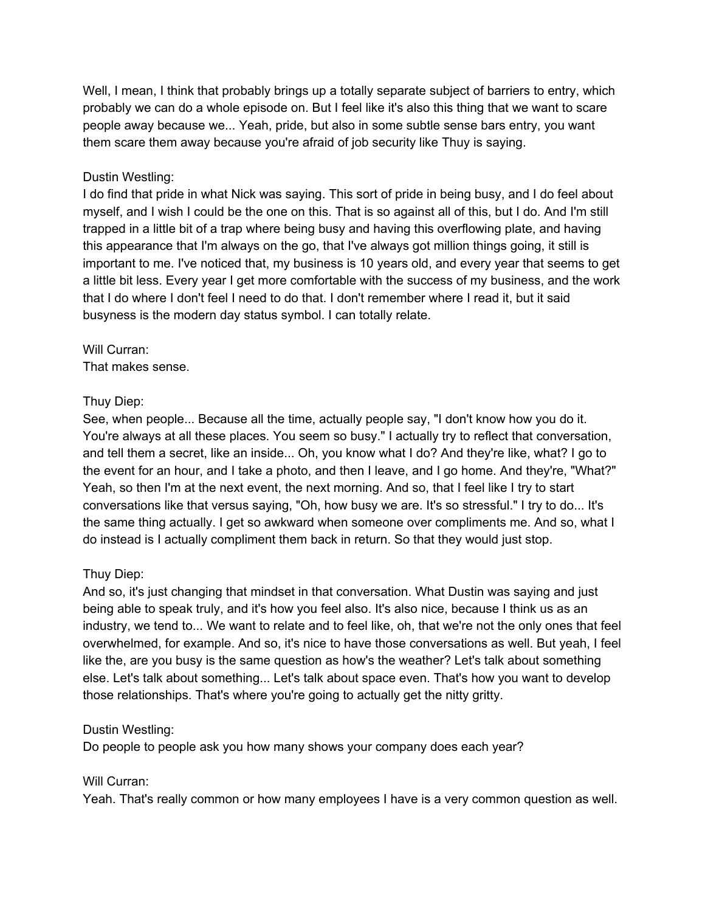Well, I mean, I think that probably brings up a totally separate subject of barriers to entry, which probably we can do a whole episode on. But I feel like it's also this thing that we want to scare people away because we... Yeah, pride, but also in some subtle sense bars entry, you want them scare them away because you're afraid of job security like Thuy is saying.

Dustin Westling:
I do find that pride in what Nick was saying. This sort of pride in being busy, and I do feel about myself, and I wish I could be the one on this. That is so against all of this, but I do. And I'm still trapped in a little bit of a trap where being busy and having this overflowing plate, and having this appearance that I'm always on the go, that I've always got million things going, it still is important to me. I've noticed that, my business is 10 years old, and every year that seems to get a little bit less. Every year I get more comfortable with the success of my business, and the work that I do where I don't feel I need to do that. I don't remember where I read it, but it said busyness is the modern day status symbol. I can totally relate.

Will Curran:
That makes sense.

Thuy Diep:
See, when people... Because all the time, actually people say, "I don't know how you do it. You're always at all these places. You seem so busy." I actually try to reflect that conversation, and tell them a secret, like an inside... Oh, you know what I do? And they're like, what? I go to the event for an hour, and I take a photo, and then I leave, and I go home. And they're, "What?" Yeah, so then I'm at the next event, the next morning. And so, that I feel like I try to start conversations like that versus saying, "Oh, how busy we are. It's so stressful." I try to do... It's the same thing actually. I get so awkward when someone over compliments me. And so, what I do instead is I actually compliment them back in return. So that they would just stop.

Thuy Diep:
And so, it's just changing that mindset in that conversation. What Dustin was saying and just being able to speak truly, and it's how you feel also. It's also nice, because I think us as an industry, we tend to... We want to relate and to feel like, oh, that we're not the only ones that feel overwhelmed, for example. And so, it's nice to have those conversations as well. But yeah, I feel like the, are you busy is the same question as how's the weather? Let's talk about something else. Let's talk about something... Let's talk about space even. That's how you want to develop those relationships. That's where you're going to actually get the nitty gritty.

Dustin Westling:
Do people to people ask you how many shows your company does each year?

Will Curran:
Yeah. That's really common or how many employees I have is a very common question as well.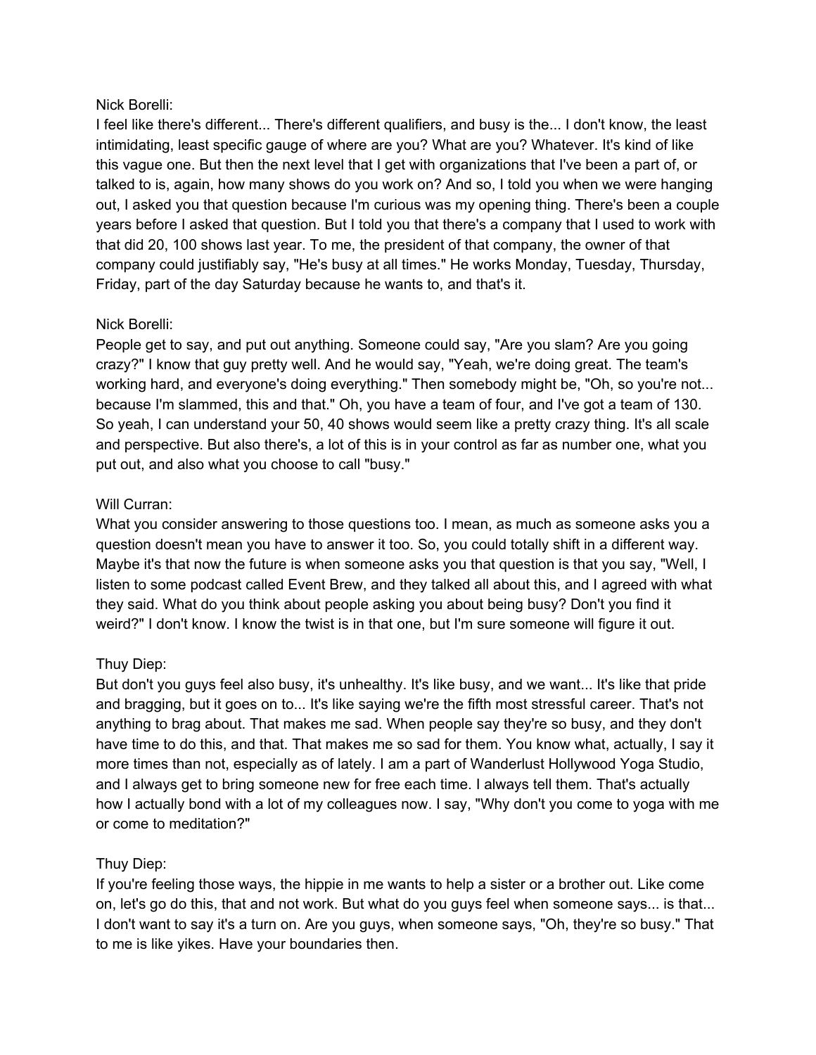Nick Borelli:
I feel like there's different... There's different qualifiers, and busy is the... I don't know, the least intimidating, least specific gauge of where are you? What are you? Whatever. It's kind of like this vague one. But then the next level that I get with organizations that I've been a part of, or talked to is, again, how many shows do you work on? And so, I told you when we were hanging out, I asked you that question because I'm curious was my opening thing. There's been a couple years before I asked that question. But I told you that there's a company that I used to work with that did 20, 100 shows last year. To me, the president of that company, the owner of that company could justifiably say, "He's busy at all times." He works Monday, Tuesday, Thursday, Friday, part of the day Saturday because he wants to, and that's it.

Nick Borelli:
People get to say, and put out anything. Someone could say, "Are you slam? Are you going crazy?" I know that guy pretty well. And he would say, "Yeah, we're doing great. The team's working hard, and everyone's doing everything." Then somebody might be, "Oh, so you're not... because I'm slammed, this and that." Oh, you have a team of four, and I've got a team of 130. So yeah, I can understand your 50, 40 shows would seem like a pretty crazy thing. It's all scale and perspective. But also there's, a lot of this is in your control as far as number one, what you put out, and also what you choose to call "busy."

Will Curran:
What you consider answering to those questions too. I mean, as much as someone asks you a question doesn't mean you have to answer it too. So, you could totally shift in a different way. Maybe it's that now the future is when someone asks you that question is that you say, "Well, I listen to some podcast called Event Brew, and they talked all about this, and I agreed with what they said. What do you think about people asking you about being busy? Don't you find it weird?" I don't know. I know the twist is in that one, but I'm sure someone will figure it out.

Thuy Diep:
But don't you guys feel also busy, it's unhealthy. It's like busy, and we want... It's like that pride and bragging, but it goes on to... It's like saying we're the fifth most stressful career. That's not anything to brag about. That makes me sad. When people say they're so busy, and they don't have time to do this, and that. That makes me so sad for them. You know what, actually, I say it more times than not, especially as of lately. I am a part of Wanderlust Hollywood Yoga Studio, and I always get to bring someone new for free each time. I always tell them. That's actually how I actually bond with a lot of my colleagues now. I say, "Why don't you come to yoga with me or come to meditation?"

Thuy Diep:
If you're feeling those ways, the hippie in me wants to help a sister or a brother out. Like come on, let's go do this, that and not work. But what do you guys feel when someone says... is that... I don't want to say it's a turn on. Are you guys, when someone says, "Oh, they're so busy." That to me is like yikes. Have your boundaries then.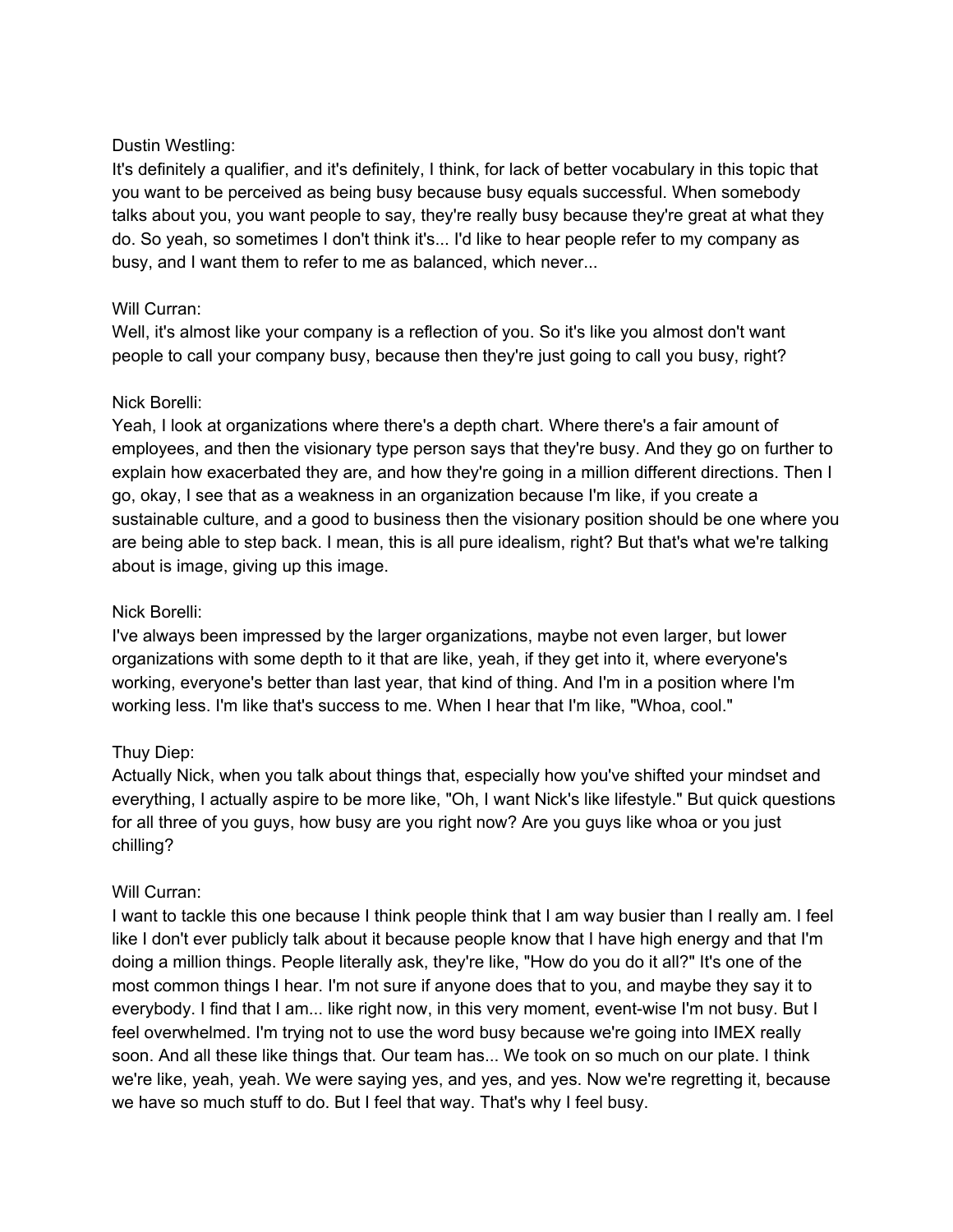Dustin Westling:
It's definitely a qualifier, and it's definitely, I think, for lack of better vocabulary in this topic that you want to be perceived as being busy because busy equals successful. When somebody talks about you, you want people to say, they're really busy because they're great at what they do. So yeah, so sometimes I don't think it's... I'd like to hear people refer to my company as busy, and I want them to refer to me as balanced, which never...

Will Curran:
Well, it's almost like your company is a reflection of you. So it's like you almost don't want people to call your company busy, because then they're just going to call you busy, right?

Nick Borelli:
Yeah, I look at organizations where there's a depth chart. Where there's a fair amount of employees, and then the visionary type person says that they're busy. And they go on further to explain how exacerbated they are, and how they're going in a million different directions. Then I go, okay, I see that as a weakness in an organization because I'm like, if you create a sustainable culture, and a good to business then the visionary position should be one where you are being able to step back. I mean, this is all pure idealism, right? But that's what we're talking about is image, giving up this image.

Nick Borelli:
I've always been impressed by the larger organizations, maybe not even larger, but lower organizations with some depth to it that are like, yeah, if they get into it, where everyone's working, everyone's better than last year, that kind of thing. And I'm in a position where I'm working less. I'm like that's success to me. When I hear that I'm like, "Whoa, cool."

Thuy Diep:
Actually Nick, when you talk about things that, especially how you've shifted your mindset and everything, I actually aspire to be more like, "Oh, I want Nick's like lifestyle." But quick questions for all three of you guys, how busy are you right now? Are you guys like whoa or you just chilling?

Will Curran:
I want to tackle this one because I think people think that I am way busier than I really am. I feel like I don't ever publicly talk about it because people know that I have high energy and that I'm doing a million things. People literally ask, they're like, "How do you do it all?" It's one of the most common things I hear. I'm not sure if anyone does that to you, and maybe they say it to everybody. I find that I am... like right now, in this very moment, event-wise I'm not busy. But I feel overwhelmed. I'm trying not to use the word busy because we're going into IMEX really soon. And all these like things that. Our team has... We took on so much on our plate. I think we're like, yeah, yeah. We were saying yes, and yes, and yes. Now we're regretting it, because we have so much stuff to do. But I feel that way. That's why I feel busy.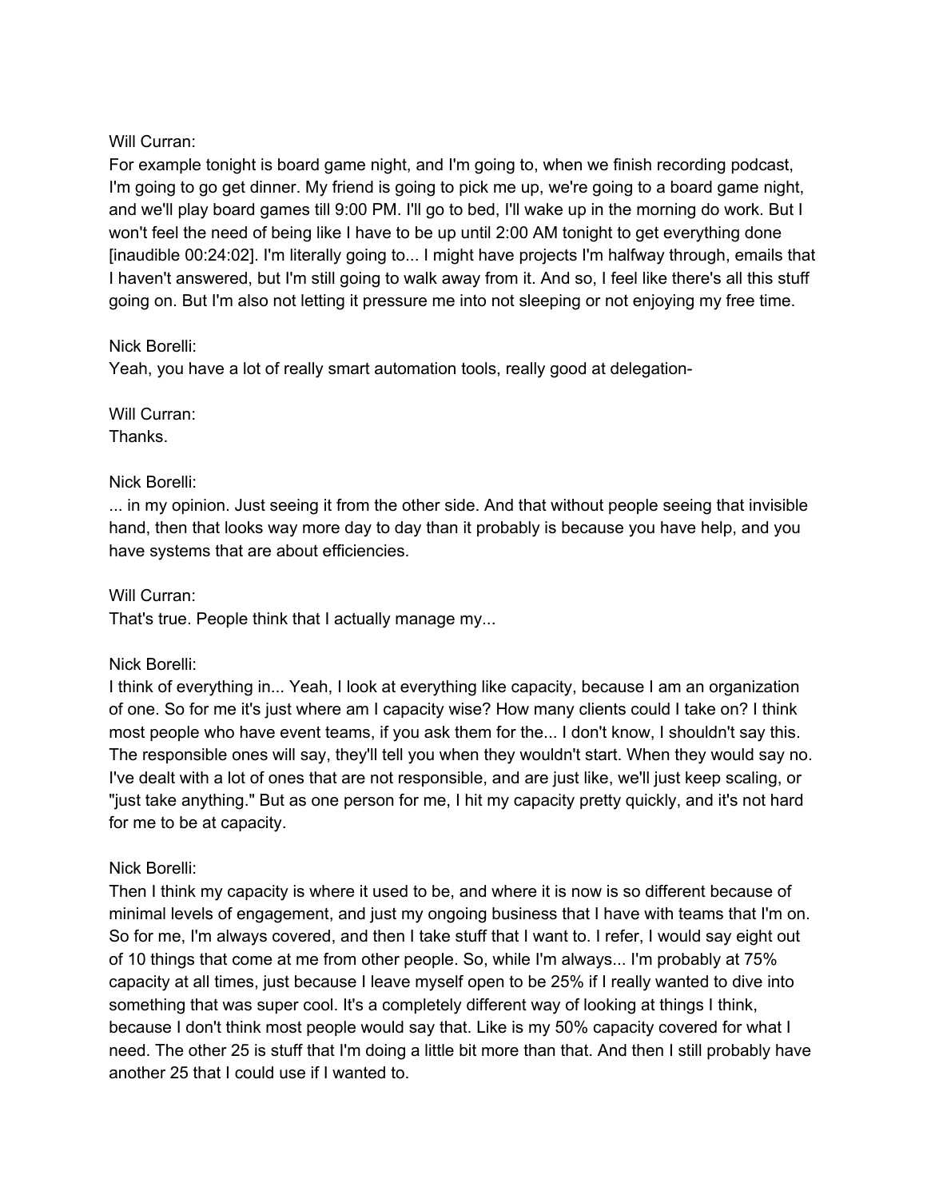Will Curran:
For example tonight is board game night, and I'm going to, when we finish recording podcast, I'm going to go get dinner. My friend is going to pick me up, we're going to a board game night, and we'll play board games till 9:00 PM. I'll go to bed, I'll wake up in the morning do work. But I won't feel the need of being like I have to be up until 2:00 AM tonight to get everything done [inaudible 00:24:02]. I'm literally going to... I might have projects I'm halfway through, emails that I haven't answered, but I'm still going to walk away from it. And so, I feel like there's all this stuff going on. But I'm also not letting it pressure me into not sleeping or not enjoying my free time.

Nick Borelli:
Yeah, you have a lot of really smart automation tools, really good at delegation-

Will Curran:
Thanks.

Nick Borelli:
... in my opinion. Just seeing it from the other side. And that without people seeing that invisible hand, then that looks way more day to day than it probably is because you have help, and you have systems that are about efficiencies.

Will Curran:
That's true. People think that I actually manage my...

Nick Borelli:
I think of everything in... Yeah, I look at everything like capacity, because I am an organization of one. So for me it's just where am I capacity wise? How many clients could I take on? I think most people who have event teams, if you ask them for the... I don't know, I shouldn't say this. The responsible ones will say, they'll tell you when they wouldn't start. When they would say no. I've dealt with a lot of ones that are not responsible, and are just like, we'll just keep scaling, or "just take anything." But as one person for me, I hit my capacity pretty quickly, and it's not hard for me to be at capacity.

Nick Borelli:
Then I think my capacity is where it used to be, and where it is now is so different because of minimal levels of engagement, and just my ongoing business that I have with teams that I'm on. So for me, I'm always covered, and then I take stuff that I want to. I refer, I would say eight out of 10 things that come at me from other people. So, while I'm always... I'm probably at 75% capacity at all times, just because I leave myself open to be 25% if I really wanted to dive into something that was super cool. It's a completely different way of looking at things I think, because I don't think most people would say that. Like is my 50% capacity covered for what I need. The other 25 is stuff that I'm doing a little bit more than that. And then I still probably have another 25 that I could use if I wanted to.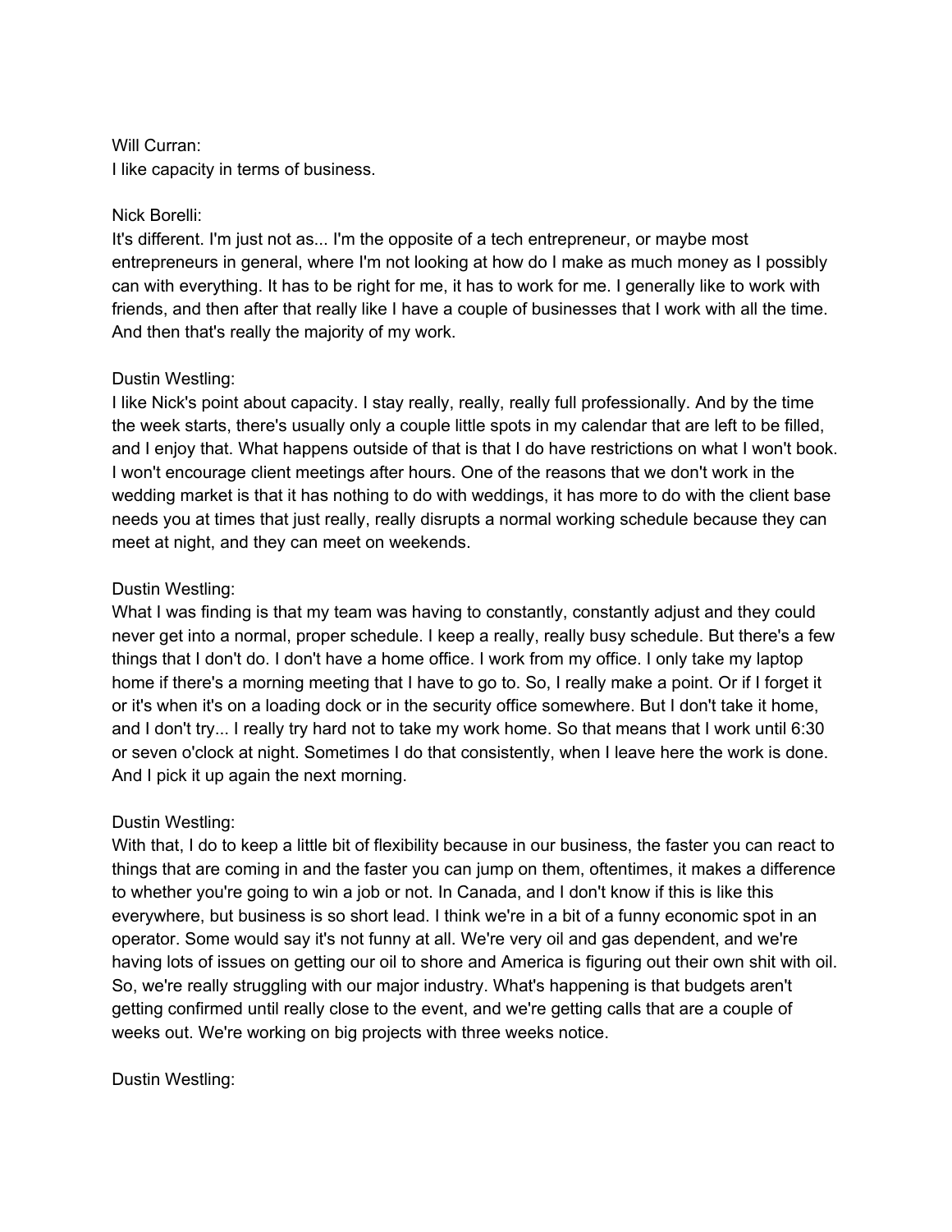Will Curran:
I like capacity in terms of business.

Nick Borelli:
It's different. I'm just not as... I'm the opposite of a tech entrepreneur, or maybe most entrepreneurs in general, where I'm not looking at how do I make as much money as I possibly can with everything. It has to be right for me, it has to work for me. I generally like to work with friends, and then after that really like I have a couple of businesses that I work with all the time. And then that's really the majority of my work.

Dustin Westling:
I like Nick's point about capacity. I stay really, really, really full professionally. And by the time the week starts, there's usually only a couple little spots in my calendar that are left to be filled, and I enjoy that. What happens outside of that is that I do have restrictions on what I won't book. I won't encourage client meetings after hours. One of the reasons that we don't work in the wedding market is that it has nothing to do with weddings, it has more to do with the client base needs you at times that just really, really disrupts a normal working schedule because they can meet at night, and they can meet on weekends.

Dustin Westling:
What I was finding is that my team was having to constantly, constantly adjust and they could never get into a normal, proper schedule. I keep a really, really busy schedule. But there's a few things that I don't do. I don't have a home office. I work from my office. I only take my laptop home if there's a morning meeting that I have to go to. So, I really make a point. Or if I forget it or it's when it's on a loading dock or in the security office somewhere. But I don't take it home, and I don't try... I really try hard not to take my work home. So that means that I work until 6:30 or seven o'clock at night. Sometimes I do that consistently, when I leave here the work is done. And I pick it up again the next morning.

Dustin Westling:
With that, I do to keep a little bit of flexibility because in our business, the faster you can react to things that are coming in and the faster you can jump on them, oftentimes, it makes a difference to whether you're going to win a job or not. In Canada, and I don't know if this is like this everywhere, but business is so short lead. I think we're in a bit of a funny economic spot in an operator. Some would say it's not funny at all. We're very oil and gas dependent, and we're having lots of issues on getting our oil to shore and America is figuring out their own shit with oil. So, we're really struggling with our major industry. What's happening is that budgets aren't getting confirmed until really close to the event, and we're getting calls that are a couple of weeks out. We're working on big projects with three weeks notice.

Dustin Westling: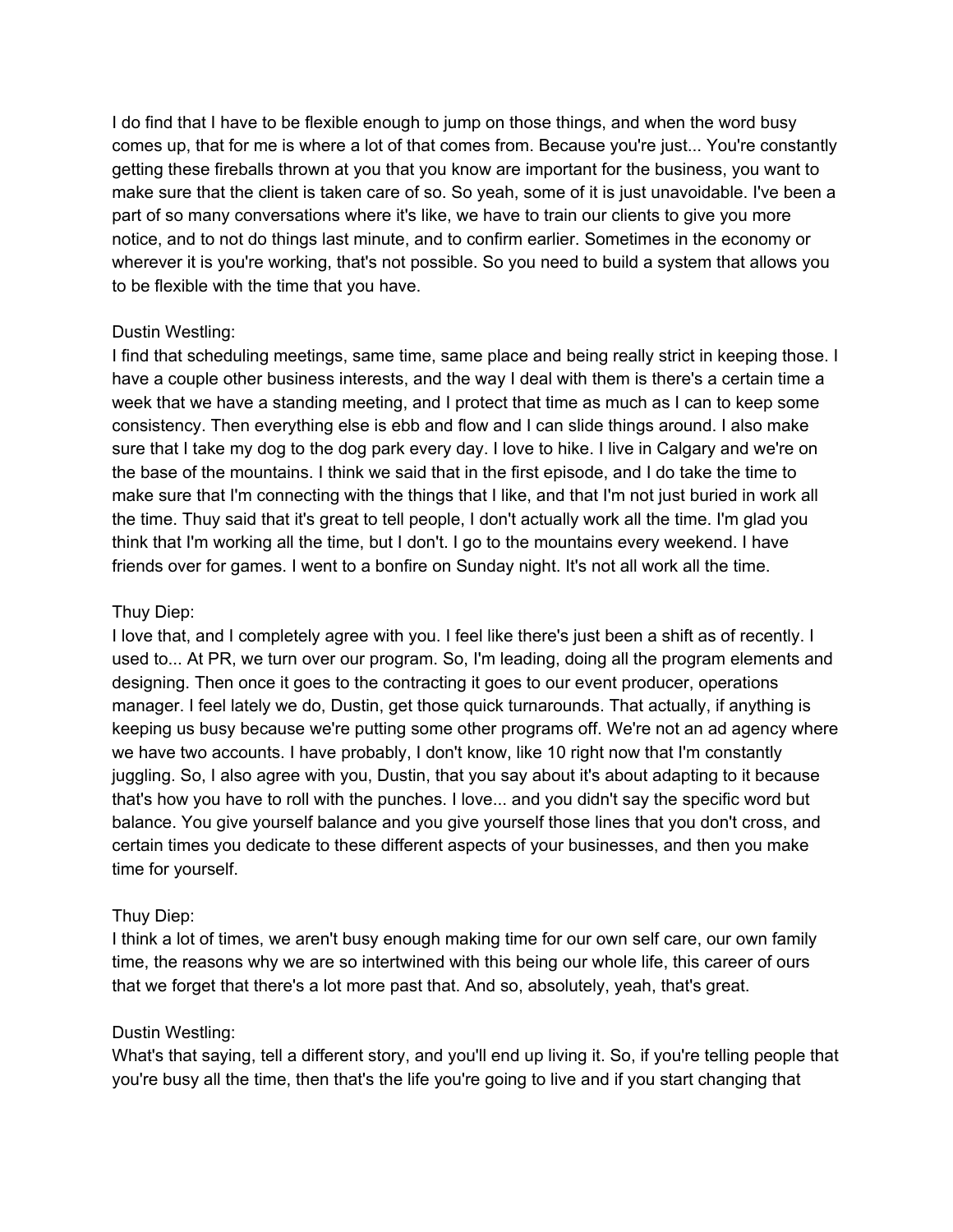I do find that I have to be flexible enough to jump on those things, and when the word busy comes up, that for me is where a lot of that comes from. Because you're just... You're constantly getting these fireballs thrown at you that you know are important for the business, you want to make sure that the client is taken care of so. So yeah, some of it is just unavoidable. I've been a part of so many conversations where it's like, we have to train our clients to give you more notice, and to not do things last minute, and to confirm earlier. Sometimes in the economy or wherever it is you're working, that's not possible. So you need to build a system that allows you to be flexible with the time that you have.

Dustin Westling:
I find that scheduling meetings, same time, same place and being really strict in keeping those. I have a couple other business interests, and the way I deal with them is there's a certain time a week that we have a standing meeting, and I protect that time as much as I can to keep some consistency. Then everything else is ebb and flow and I can slide things around. I also make sure that I take my dog to the dog park every day. I love to hike. I live in Calgary and we're on the base of the mountains. I think we said that in the first episode, and I do take the time to make sure that I'm connecting with the things that I like, and that I'm not just buried in work all the time. Thuy said that it's great to tell people, I don't actually work all the time. I'm glad you think that I'm working all the time, but I don't. I go to the mountains every weekend. I have friends over for games. I went to a bonfire on Sunday night. It's not all work all the time.

Thuy Diep:
I love that, and I completely agree with you. I feel like there's just been a shift as of recently. I used to... At PR, we turn over our program. So, I'm leading, doing all the program elements and designing. Then once it goes to the contracting it goes to our event producer, operations manager. I feel lately we do, Dustin, get those quick turnarounds. That actually, if anything is keeping us busy because we're putting some other programs off. We're not an ad agency where we have two accounts. I have probably, I don't know, like 10 right now that I'm constantly juggling. So, I also agree with you, Dustin, that you say about it's about adapting to it because that's how you have to roll with the punches. I love... and you didn't say the specific word but balance. You give yourself balance and you give yourself those lines that you don't cross, and certain times you dedicate to these different aspects of your businesses, and then you make time for yourself.

Thuy Diep:
I think a lot of times, we aren't busy enough making time for our own self care, our own family time, the reasons why we are so intertwined with this being our whole life, this career of ours that we forget that there's a lot more past that. And so, absolutely, yeah, that's great.

Dustin Westling:
What's that saying, tell a different story, and you'll end up living it. So, if you're telling people that you're busy all the time, then that's the life you're going to live and if you start changing that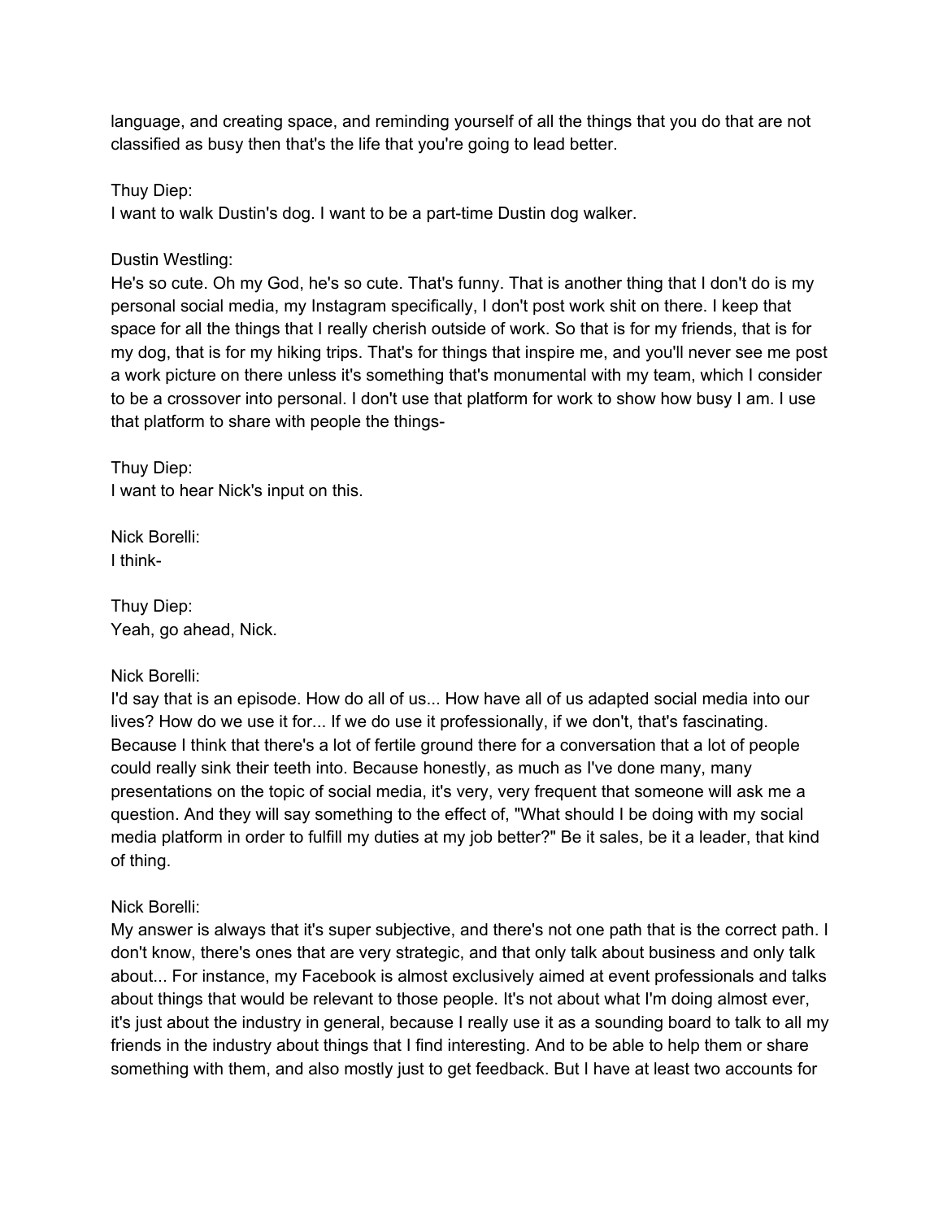language, and creating space, and reminding yourself of all the things that you do that are not classified as busy then that's the life that you're going to lead better.

Thuy Diep:
I want to walk Dustin's dog. I want to be a part-time Dustin dog walker.

Dustin Westling:
He's so cute. Oh my God, he's so cute. That's funny. That is another thing that I don't do is my personal social media, my Instagram specifically, I don't post work shit on there. I keep that space for all the things that I really cherish outside of work. So that is for my friends, that is for my dog, that is for my hiking trips. That's for things that inspire me, and you'll never see me post a work picture on there unless it's something that's monumental with my team, which I consider to be a crossover into personal. I don't use that platform for work to show how busy I am. I use that platform to share with people the things-

Thuy Diep:
I want to hear Nick's input on this.

Nick Borelli:
I think-

Thuy Diep:
Yeah, go ahead, Nick.

Nick Borelli:
I'd say that is an episode. How do all of us... How have all of us adapted social media into our lives? How do we use it for... If we do use it professionally, if we don't, that's fascinating. Because I think that there's a lot of fertile ground there for a conversation that a lot of people could really sink their teeth into. Because honestly, as much as I've done many, many presentations on the topic of social media, it's very, very frequent that someone will ask me a question. And they will say something to the effect of, "What should I be doing with my social media platform in order to fulfill my duties at my job better?" Be it sales, be it a leader, that kind of thing.

Nick Borelli:
My answer is always that it's super subjective, and there's not one path that is the correct path. I don't know, there's ones that are very strategic, and that only talk about business and only talk about... For instance, my Facebook is almost exclusively aimed at event professionals and talks about things that would be relevant to those people. It's not about what I'm doing almost ever, it's just about the industry in general, because I really use it as a sounding board to talk to all my friends in the industry about things that I find interesting. And to be able to help them or share something with them, and also mostly just to get feedback. But I have at least two accounts for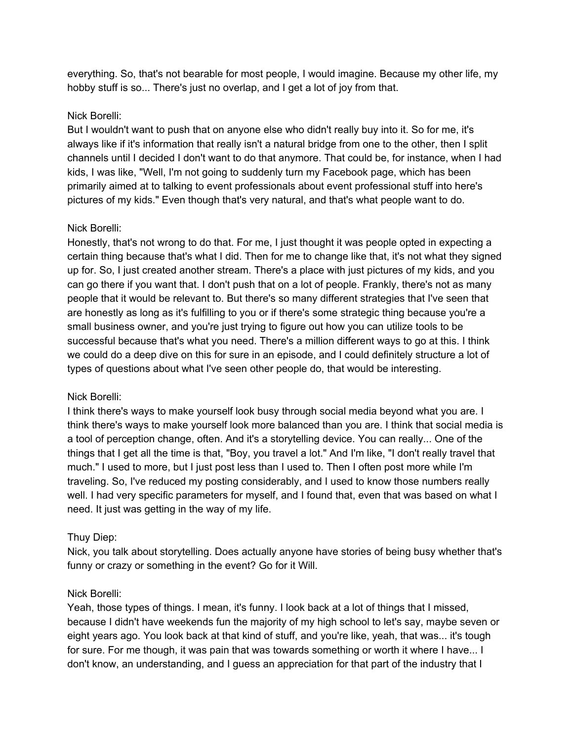everything. So, that's not bearable for most people, I would imagine. Because my other life, my hobby stuff is so... There's just no overlap, and I get a lot of joy from that.

Nick Borelli:
But I wouldn't want to push that on anyone else who didn't really buy into it. So for me, it's always like if it's information that really isn't a natural bridge from one to the other, then I split channels until I decided I don't want to do that anymore. That could be, for instance, when I had kids, I was like, "Well, I'm not going to suddenly turn my Facebook page, which has been primarily aimed at to talking to event professionals about event professional stuff into here's pictures of my kids." Even though that's very natural, and that's what people want to do.

Nick Borelli:
Honestly, that's not wrong to do that. For me, I just thought it was people opted in expecting a certain thing because that's what I did. Then for me to change like that, it's not what they signed up for. So, I just created another stream. There's a place with just pictures of my kids, and you can go there if you want that. I don't push that on a lot of people. Frankly, there's not as many people that it would be relevant to. But there's so many different strategies that I've seen that are honestly as long as it's fulfilling to you or if there's some strategic thing because you're a small business owner, and you're just trying to figure out how you can utilize tools to be successful because that's what you need. There's a million different ways to go at this. I think we could do a deep dive on this for sure in an episode, and I could definitely structure a lot of types of questions about what I've seen other people do, that would be interesting.

Nick Borelli:
I think there's ways to make yourself look busy through social media beyond what you are. I think there's ways to make yourself look more balanced than you are. I think that social media is a tool of perception change, often. And it's a storytelling device. You can really... One of the things that I get all the time is that, "Boy, you travel a lot." And I'm like, "I don't really travel that much." I used to more, but I just post less than I used to. Then I often post more while I'm traveling. So, I've reduced my posting considerably, and I used to know those numbers really well. I had very specific parameters for myself, and I found that, even that was based on what I need. It just was getting in the way of my life.

Thuy Diep:
Nick, you talk about storytelling. Does actually anyone have stories of being busy whether that's funny or crazy or something in the event? Go for it Will.

Nick Borelli:
Yeah, those types of things. I mean, it's funny. I look back at a lot of things that I missed, because I didn't have weekends fun the majority of my high school to let's say, maybe seven or eight years ago. You look back at that kind of stuff, and you're like, yeah, that was... it's tough for sure. For me though, it was pain that was towards something or worth it where I have... I don't know, an understanding, and I guess an appreciation for that part of the industry that I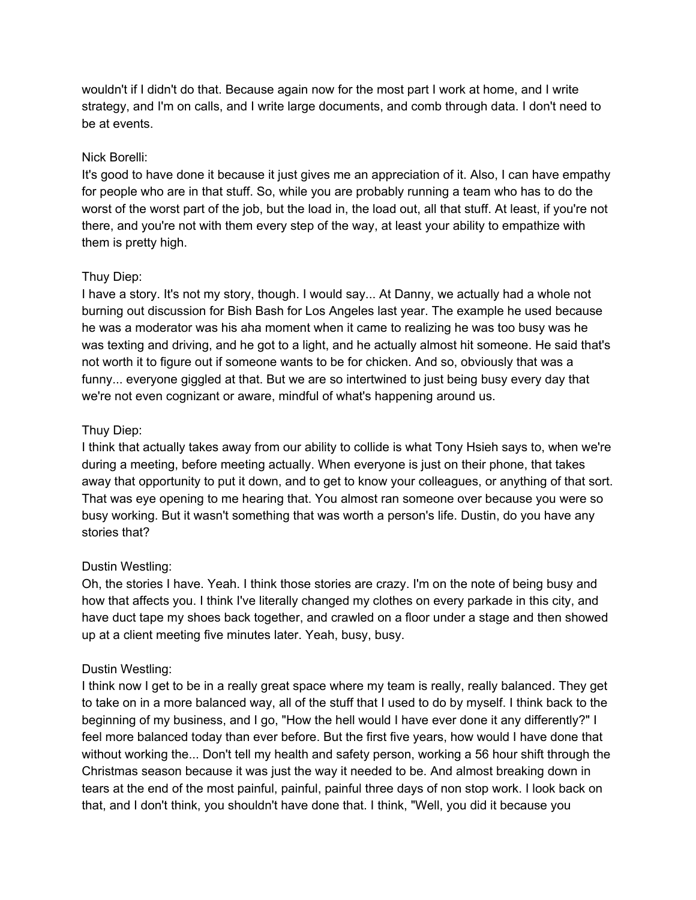wouldn't if I didn't do that. Because again now for the most part I work at home, and I write strategy, and I'm on calls, and I write large documents, and comb through data. I don't need to be at events.

Nick Borelli:
It's good to have done it because it just gives me an appreciation of it. Also, I can have empathy for people who are in that stuff. So, while you are probably running a team who has to do the worst of the worst part of the job, but the load in, the load out, all that stuff. At least, if you're not there, and you're not with them every step of the way, at least your ability to empathize with them is pretty high.

Thuy Diep:
I have a story. It's not my story, though. I would say... At Danny, we actually had a whole not burning out discussion for Bish Bash for Los Angeles last year. The example he used because he was a moderator was his aha moment when it came to realizing he was too busy was he was texting and driving, and he got to a light, and he actually almost hit someone. He said that's not worth it to figure out if someone wants to be for chicken. And so, obviously that was a funny... everyone giggled at that. But we are so intertwined to just being busy every day that we're not even cognizant or aware, mindful of what's happening around us.

Thuy Diep:
I think that actually takes away from our ability to collide is what Tony Hsieh says to, when we're during a meeting, before meeting actually. When everyone is just on their phone, that takes away that opportunity to put it down, and to get to know your colleagues, or anything of that sort. That was eye opening to me hearing that. You almost ran someone over because you were so busy working. But it wasn't something that was worth a person's life. Dustin, do you have any stories that?

Dustin Westling:
Oh, the stories I have. Yeah. I think those stories are crazy. I'm on the note of being busy and how that affects you. I think I've literally changed my clothes on every parkade in this city, and have duct tape my shoes back together, and crawled on a floor under a stage and then showed up at a client meeting five minutes later. Yeah, busy, busy.

Dustin Westling:
I think now I get to be in a really great space where my team is really, really balanced. They get to take on in a more balanced way, all of the stuff that I used to do by myself. I think back to the beginning of my business, and I go, "How the hell would I have ever done it any differently?" I feel more balanced today than ever before. But the first five years, how would I have done that without working the... Don't tell my health and safety person, working a 56 hour shift through the Christmas season because it was just the way it needed to be. And almost breaking down in tears at the end of the most painful, painful, painful three days of non stop work. I look back on that, and I don't think, you shouldn't have done that. I think, "Well, you did it because you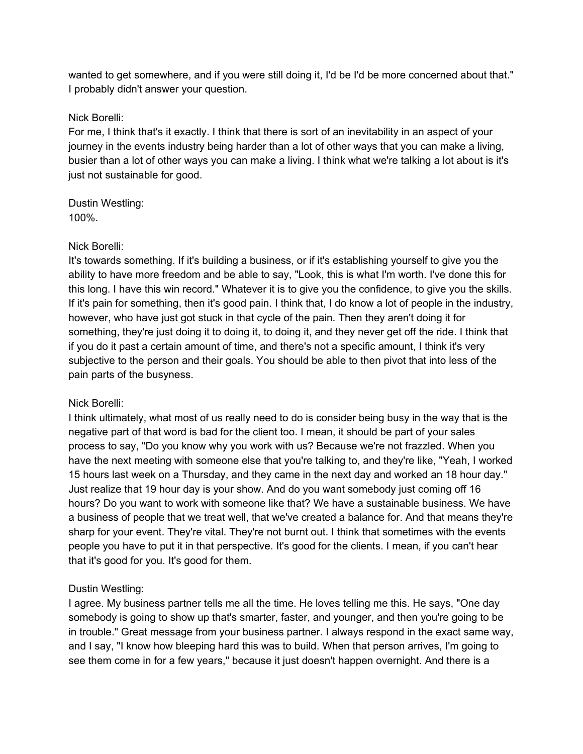wanted to get somewhere, and if you were still doing it, I'd be I'd be more concerned about that." I probably didn't answer your question.

Nick Borelli:
For me, I think that's it exactly. I think that there is sort of an inevitability in an aspect of your journey in the events industry being harder than a lot of other ways that you can make a living, busier than a lot of other ways you can make a living. I think what we're talking a lot about is it's just not sustainable for good.

Dustin Westling:
100%.

Nick Borelli:
It's towards something. If it's building a business, or if it's establishing yourself to give you the ability to have more freedom and be able to say, "Look, this is what I'm worth. I've done this for this long. I have this win record." Whatever it is to give you the confidence, to give you the skills. If it's pain for something, then it's good pain. I think that, I do know a lot of people in the industry, however, who have just got stuck in that cycle of the pain. Then they aren't doing it for something, they're just doing it to doing it, to doing it, and they never get off the ride. I think that if you do it past a certain amount of time, and there's not a specific amount, I think it's very subjective to the person and their goals. You should be able to then pivot that into less of the pain parts of the busyness.

Nick Borelli:
I think ultimately, what most of us really need to do is consider being busy in the way that is the negative part of that word is bad for the client too. I mean, it should be part of your sales process to say, "Do you know why you work with us? Because we're not frazzled. When you have the next meeting with someone else that you're talking to, and they're like, "Yeah, I worked 15 hours last week on a Thursday, and they came in the next day and worked an 18 hour day." Just realize that 19 hour day is your show. And do you want somebody just coming off 16 hours? Do you want to work with someone like that? We have a sustainable business. We have a business of people that we treat well, that we've created a balance for. And that means they're sharp for your event. They're vital. They're not burnt out. I think that sometimes with the events people you have to put it in that perspective. It's good for the clients. I mean, if you can't hear that it's good for you. It's good for them.

Dustin Westling:
I agree. My business partner tells me all the time. He loves telling me this. He says, "One day somebody is going to show up that's smarter, faster, and younger, and then you're going to be in trouble." Great message from your business partner. I always respond in the exact same way, and I say, "I know how bleeping hard this was to build. When that person arrives, I'm going to see them come in for a few years," because it just doesn't happen overnight. And there is a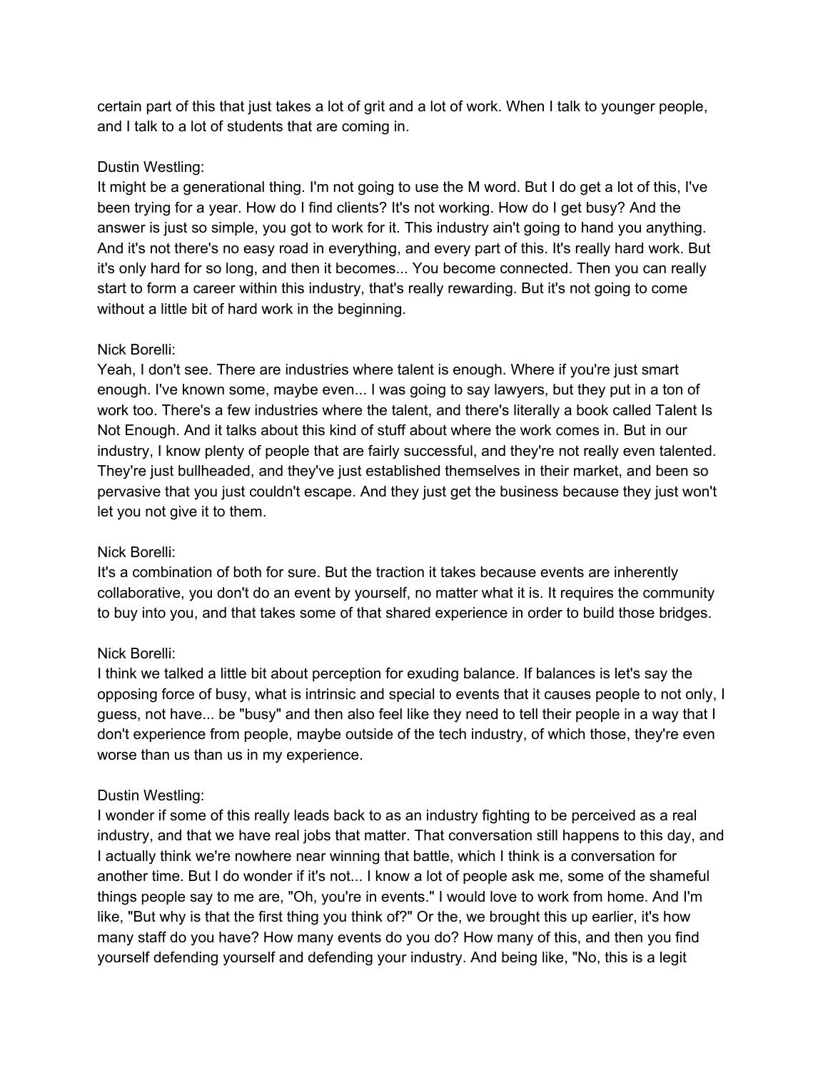certain part of this that just takes a lot of grit and a lot of work. When I talk to younger people, and I talk to a lot of students that are coming in.

Dustin Westling:
It might be a generational thing. I'm not going to use the M word. But I do get a lot of this, I've been trying for a year. How do I find clients? It's not working. How do I get busy? And the answer is just so simple, you got to work for it. This industry ain't going to hand you anything. And it's not there's no easy road in everything, and every part of this. It's really hard work. But it's only hard for so long, and then it becomes... You become connected. Then you can really start to form a career within this industry, that's really rewarding. But it's not going to come without a little bit of hard work in the beginning.

Nick Borelli:
Yeah, I don't see. There are industries where talent is enough. Where if you're just smart enough. I've known some, maybe even... I was going to say lawyers, but they put in a ton of work too. There's a few industries where the talent, and there's literally a book called Talent Is Not Enough. And it talks about this kind of stuff about where the work comes in. But in our industry, I know plenty of people that are fairly successful, and they're not really even talented. They're just bullheaded, and they've just established themselves in their market, and been so pervasive that you just couldn't escape. And they just get the business because they just won't let you not give it to them.

Nick Borelli:
It's a combination of both for sure. But the traction it takes because events are inherently collaborative, you don't do an event by yourself, no matter what it is. It requires the community to buy into you, and that takes some of that shared experience in order to build those bridges.

Nick Borelli:
I think we talked a little bit about perception for exuding balance. If balances is let's say the opposing force of busy, what is intrinsic and special to events that it causes people to not only, I guess, not have... be "busy" and then also feel like they need to tell their people in a way that I don't experience from people, maybe outside of the tech industry, of which those, they're even worse than us than us in my experience.

Dustin Westling:
I wonder if some of this really leads back to as an industry fighting to be perceived as a real industry, and that we have real jobs that matter. That conversation still happens to this day, and I actually think we're nowhere near winning that battle, which I think is a conversation for another time. But I do wonder if it's not... I know a lot of people ask me, some of the shameful things people say to me are, "Oh, you're in events." I would love to work from home. And I'm like, "But why is that the first thing you think of?" Or the, we brought this up earlier, it's how many staff do you have? How many events do you do? How many of this, and then you find yourself defending yourself and defending your industry. And being like, "No, this is a legit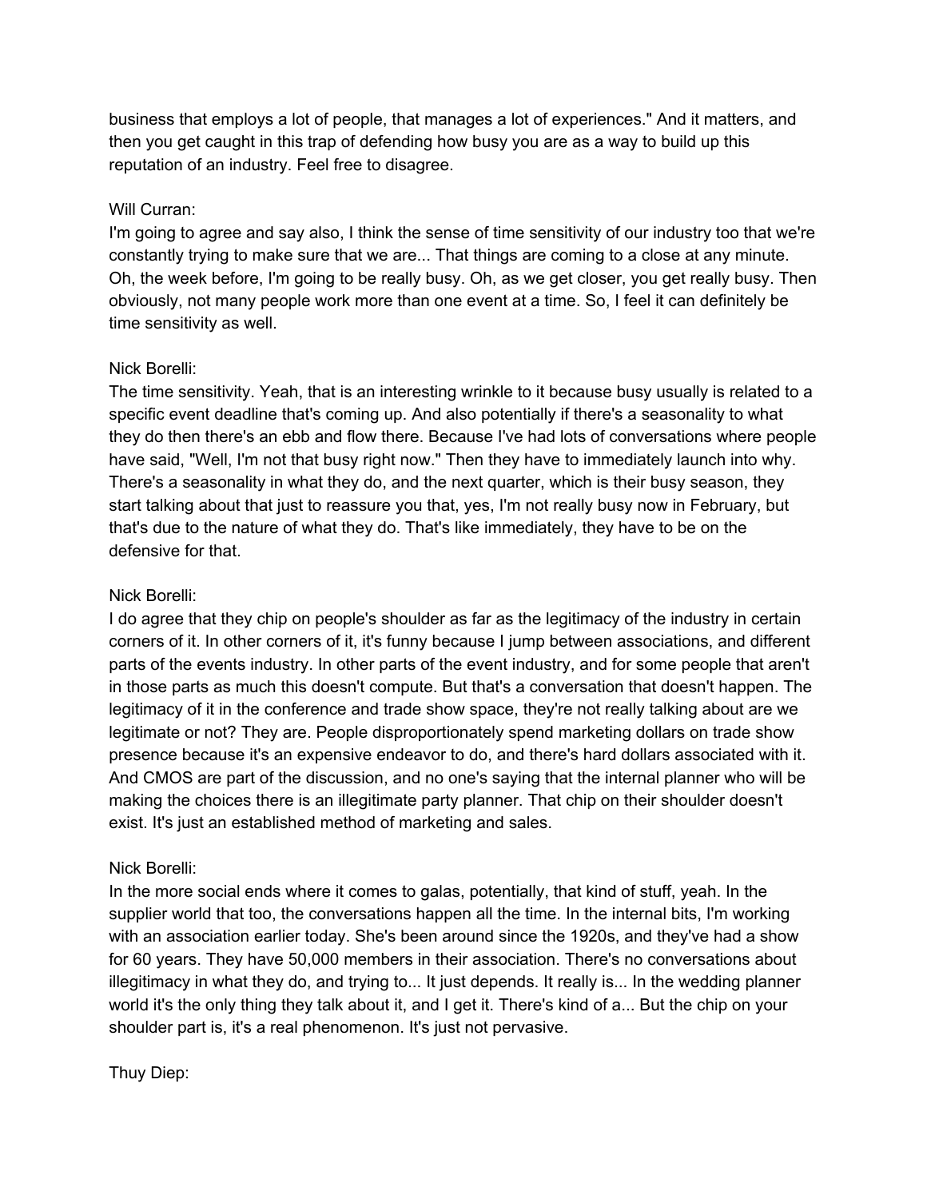business that employs a lot of people, that manages a lot of experiences." And it matters, and then you get caught in this trap of defending how busy you are as a way to build up this reputation of an industry. Feel free to disagree.

Will Curran:
I'm going to agree and say also, I think the sense of time sensitivity of our industry too that we're constantly trying to make sure that we are... That things are coming to a close at any minute. Oh, the week before, I'm going to be really busy. Oh, as we get closer, you get really busy. Then obviously, not many people work more than one event at a time. So, I feel it can definitely be time sensitivity as well.

Nick Borelli:
The time sensitivity. Yeah, that is an interesting wrinkle to it because busy usually is related to a specific event deadline that's coming up. And also potentially if there's a seasonality to what they do then there's an ebb and flow there. Because I've had lots of conversations where people have said, "Well, I'm not that busy right now." Then they have to immediately launch into why. There's a seasonality in what they do, and the next quarter, which is their busy season, they start talking about that just to reassure you that, yes, I'm not really busy now in February, but that's due to the nature of what they do. That's like immediately, they have to be on the defensive for that.

Nick Borelli:
I do agree that they chip on people's shoulder as far as the legitimacy of the industry in certain corners of it. In other corners of it, it's funny because I jump between associations, and different parts of the events industry. In other parts of the event industry, and for some people that aren't in those parts as much this doesn't compute. But that's a conversation that doesn't happen. The legitimacy of it in the conference and trade show space, they're not really talking about are we legitimate or not? They are. People disproportionately spend marketing dollars on trade show presence because it's an expensive endeavor to do, and there's hard dollars associated with it. And CMOS are part of the discussion, and no one's saying that the internal planner who will be making the choices there is an illegitimate party planner. That chip on their shoulder doesn't exist. It's just an established method of marketing and sales.

Nick Borelli:
In the more social ends where it comes to galas, potentially, that kind of stuff, yeah. In the supplier world that too, the conversations happen all the time. In the internal bits, I'm working with an association earlier today. She's been around since the 1920s, and they've had a show for 60 years. They have 50,000 members in their association. There's no conversations about illegitimacy in what they do, and trying to... It just depends. It really is... In the wedding planner world it's the only thing they talk about it, and I get it. There's kind of a... But the chip on your shoulder part is, it's a real phenomenon. It's just not pervasive.

Thuy Diep: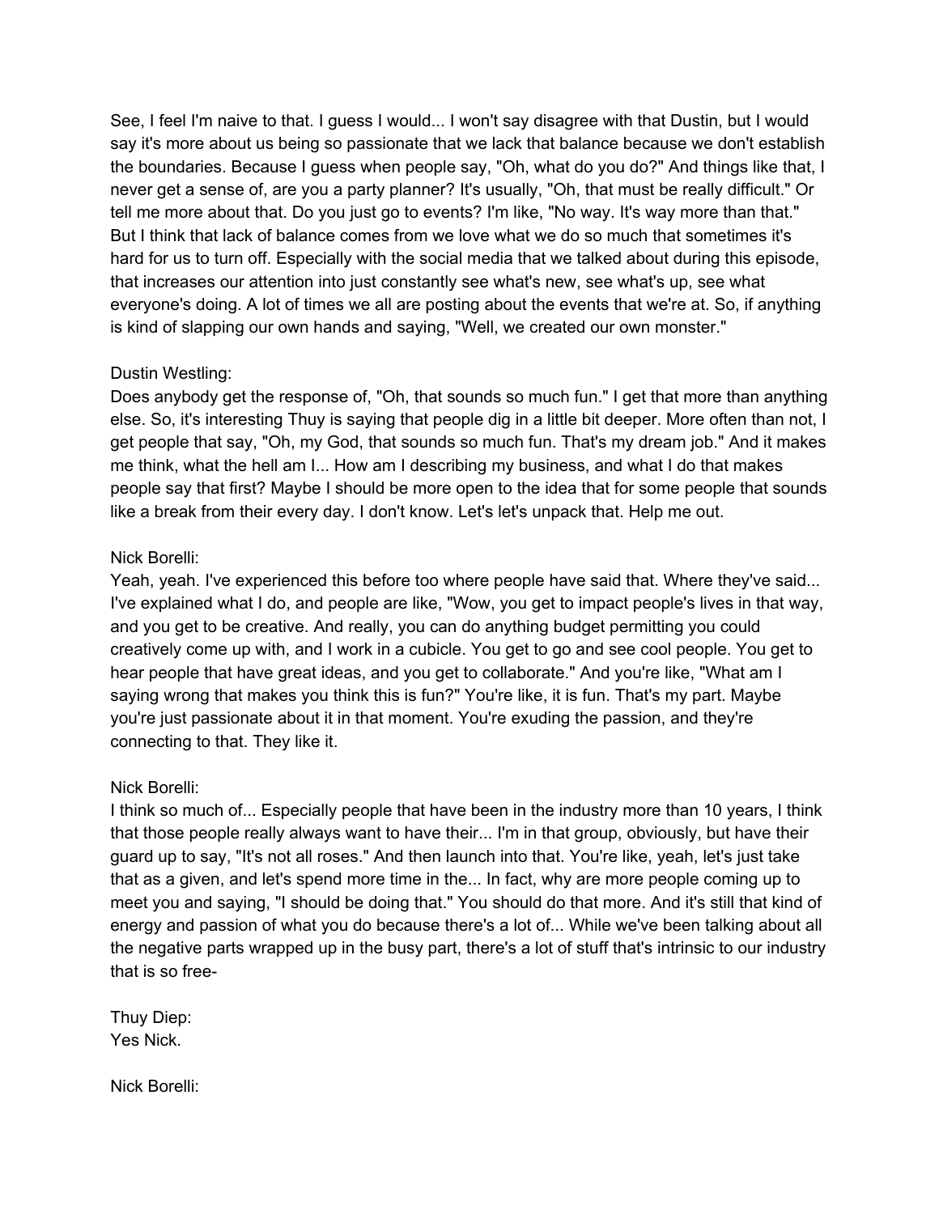See, I feel I'm naive to that. I guess I would... I won't say disagree with that Dustin, but I would say it's more about us being so passionate that we lack that balance because we don't establish the boundaries. Because I guess when people say, "Oh, what do you do?" And things like that, I never get a sense of, are you a party planner? It's usually, "Oh, that must be really difficult." Or tell me more about that. Do you just go to events? I'm like, "No way. It's way more than that." But I think that lack of balance comes from we love what we do so much that sometimes it's hard for us to turn off. Especially with the social media that we talked about during this episode, that increases our attention into just constantly see what's new, see what's up, see what everyone's doing. A lot of times we all are posting about the events that we're at. So, if anything is kind of slapping our own hands and saying, "Well, we created our own monster."

Dustin Westling:
Does anybody get the response of, "Oh, that sounds so much fun." I get that more than anything else. So, it's interesting Thuy is saying that people dig in a little bit deeper. More often than not, I get people that say, "Oh, my God, that sounds so much fun. That's my dream job." And it makes me think, what the hell am I... How am I describing my business, and what I do that makes people say that first? Maybe I should be more open to the idea that for some people that sounds like a break from their every day. I don't know. Let's let's unpack that. Help me out.

Nick Borelli:
Yeah, yeah. I've experienced this before too where people have said that. Where they've said... I've explained what I do, and people are like, "Wow, you get to impact people's lives in that way, and you get to be creative. And really, you can do anything budget permitting you could creatively come up with, and I work in a cubicle. You get to go and see cool people. You get to hear people that have great ideas, and you get to collaborate." And you're like, "What am I saying wrong that makes you think this is fun?" You're like, it is fun. That's my part. Maybe you're just passionate about it in that moment. You're exuding the passion, and they're connecting to that. They like it.

Nick Borelli:
I think so much of... Especially people that have been in the industry more than 10 years, I think that those people really always want to have their... I'm in that group, obviously, but have their guard up to say, "It's not all roses." And then launch into that. You're like, yeah, let's just take that as a given, and let's spend more time in the... In fact, why are more people coming up to meet you and saying, "I should be doing that." You should do that more. And it's still that kind of energy and passion of what you do because there's a lot of... While we've been talking about all the negative parts wrapped up in the busy part, there's a lot of stuff that's intrinsic to our industry that is so free-

Thuy Diep:
Yes Nick.

Nick Borelli: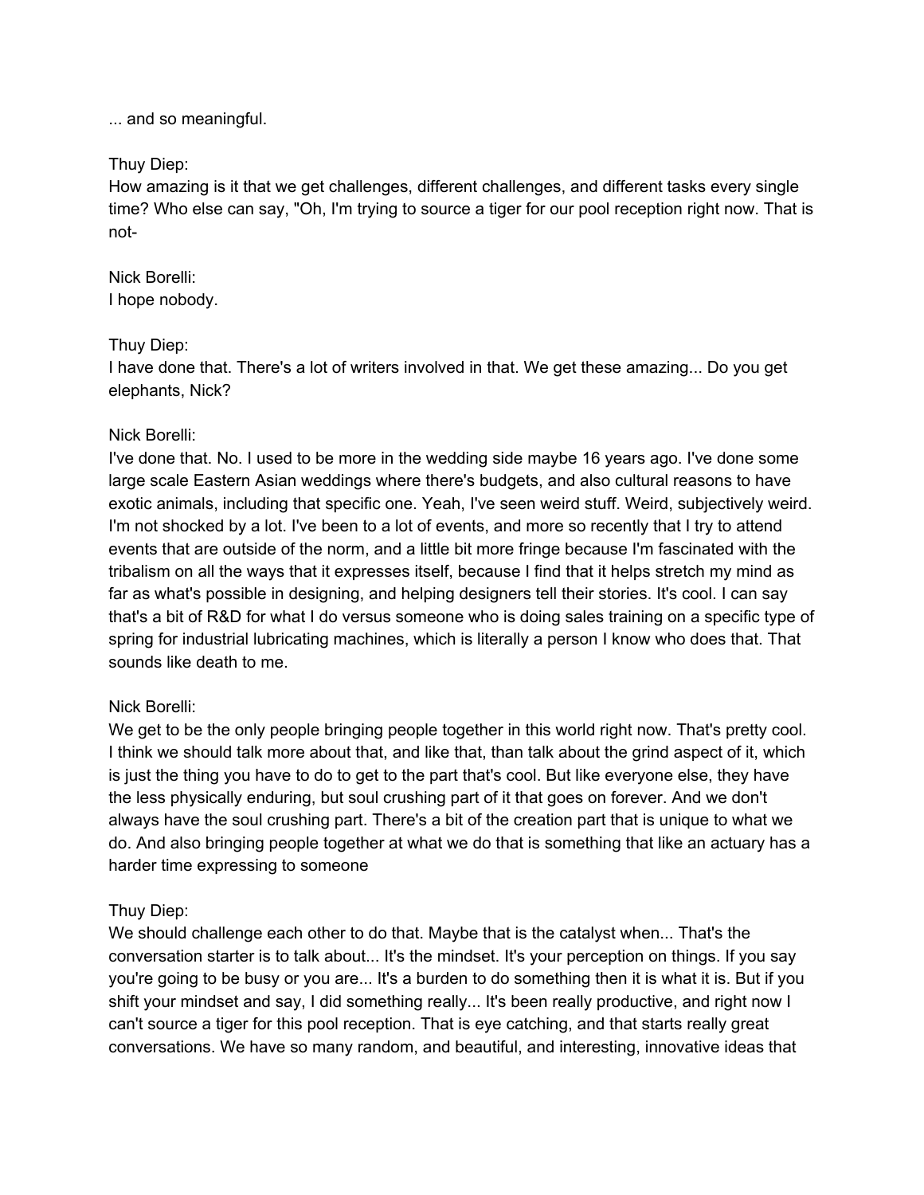... and so meaningful.

Thuy Diep:
How amazing is it that we get challenges, different challenges, and different tasks every single time? Who else can say, "Oh, I'm trying to source a tiger for our pool reception right now. That is not-

Nick Borelli:
I hope nobody.

Thuy Diep:
I have done that. There's a lot of writers involved in that. We get these amazing... Do you get elephants, Nick?

Nick Borelli:
I've done that. No. I used to be more in the wedding side maybe 16 years ago. I've done some large scale Eastern Asian weddings where there's budgets, and also cultural reasons to have exotic animals, including that specific one. Yeah, I've seen weird stuff. Weird, subjectively weird. I'm not shocked by a lot. I've been to a lot of events, and more so recently that I try to attend events that are outside of the norm, and a little bit more fringe because I'm fascinated with the tribalism on all the ways that it expresses itself, because I find that it helps stretch my mind as far as what's possible in designing, and helping designers tell their stories. It's cool. I can say that's a bit of R&D for what I do versus someone who is doing sales training on a specific type of spring for industrial lubricating machines, which is literally a person I know who does that. That sounds like death to me.

Nick Borelli:
We get to be the only people bringing people together in this world right now. That's pretty cool. I think we should talk more about that, and like that, than talk about the grind aspect of it, which is just the thing you have to do to get to the part that's cool. But like everyone else, they have the less physically enduring, but soul crushing part of it that goes on forever. And we don't always have the soul crushing part. There's a bit of the creation part that is unique to what we do. And also bringing people together at what we do that is something that like an actuary has a harder time expressing to someone

Thuy Diep:
We should challenge each other to do that. Maybe that is the catalyst when... That's the conversation starter is to talk about... It's the mindset. It's your perception on things. If you say you're going to be busy or you are... It's a burden to do something then it is what it is. But if you shift your mindset and say, I did something really... It's been really productive, and right now I can't source a tiger for this pool reception. That is eye catching, and that starts really great conversations. We have so many random, and beautiful, and interesting, innovative ideas that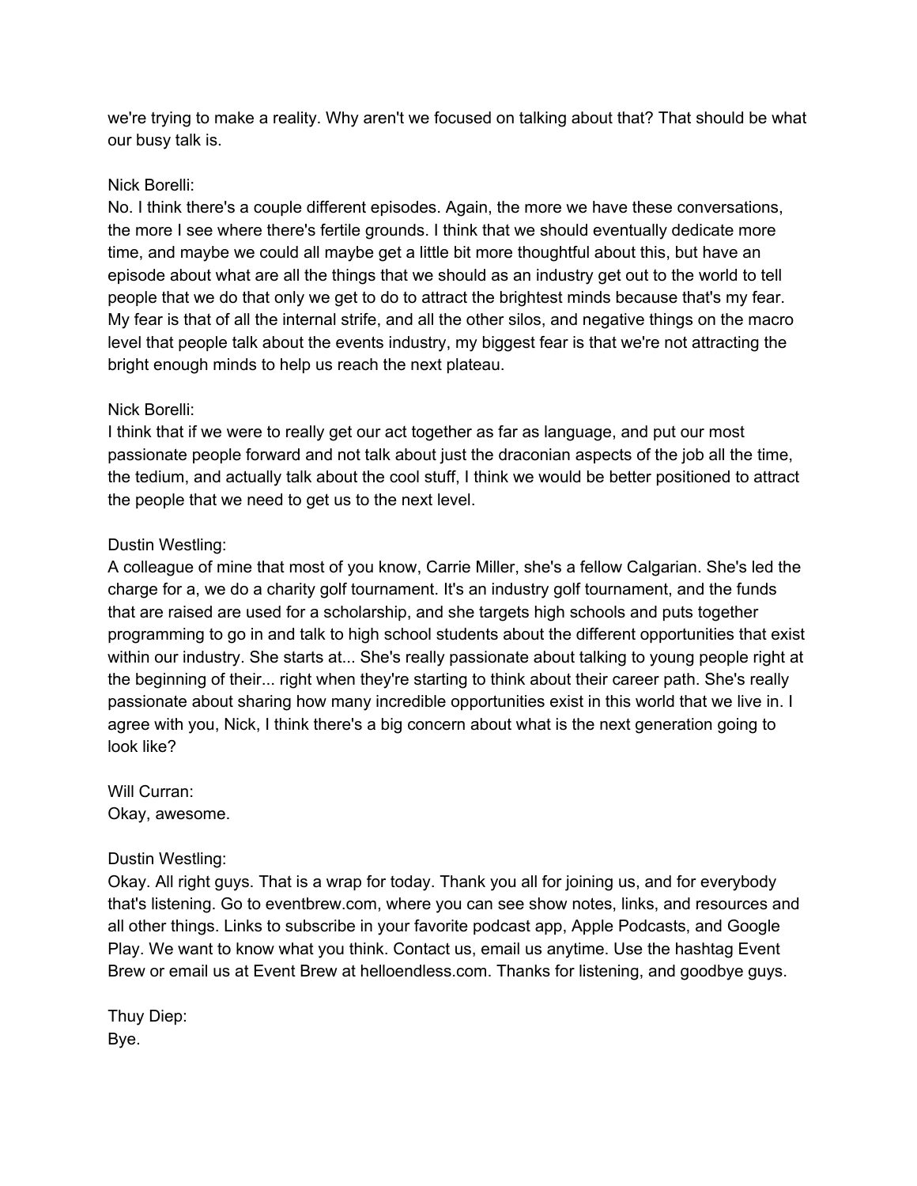we're trying to make a reality. Why aren't we focused on talking about that? That should be what our busy talk is.

Nick Borelli:
No. I think there's a couple different episodes. Again, the more we have these conversations, the more I see where there's fertile grounds. I think that we should eventually dedicate more time, and maybe we could all maybe get a little bit more thoughtful about this, but have an episode about what are all the things that we should as an industry get out to the world to tell people that we do that only we get to do to attract the brightest minds because that's my fear. My fear is that of all the internal strife, and all the other silos, and negative things on the macro level that people talk about the events industry, my biggest fear is that we're not attracting the bright enough minds to help us reach the next plateau.

Nick Borelli:
I think that if we were to really get our act together as far as language, and put our most passionate people forward and not talk about just the draconian aspects of the job all the time, the tedium, and actually talk about the cool stuff, I think we would be better positioned to attract the people that we need to get us to the next level.

Dustin Westling:
A colleague of mine that most of you know, Carrie Miller, she's a fellow Calgarian. She's led the charge for a, we do a charity golf tournament. It's an industry golf tournament, and the funds that are raised are used for a scholarship, and she targets high schools and puts together programming to go in and talk to high school students about the different opportunities that exist within our industry. She starts at... She's really passionate about talking to young people right at the beginning of their... right when they're starting to think about their career path. She's really passionate about sharing how many incredible opportunities exist in this world that we live in. I agree with you, Nick, I think there's a big concern about what is the next generation going to look like?

Will Curran:
Okay, awesome.

Dustin Westling:
Okay. All right guys. That is a wrap for today. Thank you all for joining us, and for everybody that's listening. Go to eventbrew.com, where you can see show notes, links, and resources and all other things. Links to subscribe in your favorite podcast app, Apple Podcasts, and Google Play. We want to know what you think. Contact us, email us anytime. Use the hashtag Event Brew or email us at Event Brew at helloendless.com. Thanks for listening, and goodbye guys.

Thuy Diep:
Bye.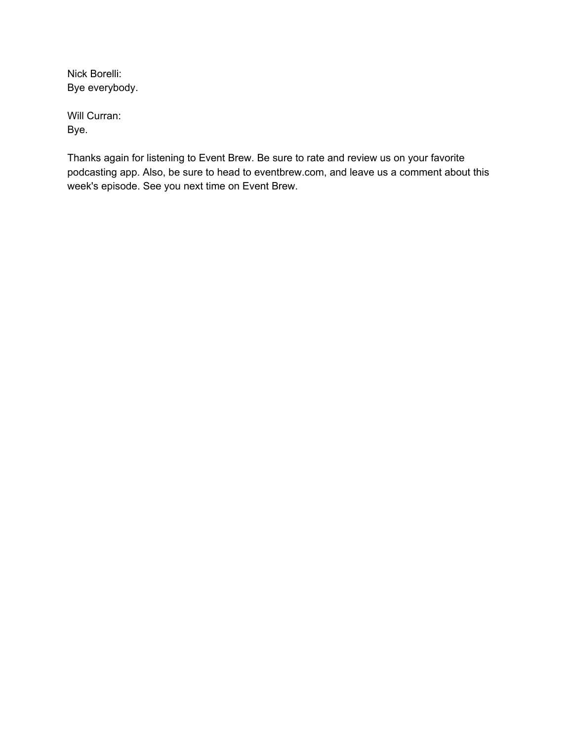Nick Borelli:
Bye everybody.

Will Curran:
Bye.

Thanks again for listening to Event Brew. Be sure to rate and review us on your favorite podcasting app. Also, be sure to head to eventbrew.com, and leave us a comment about this week's episode. See you next time on Event Brew.